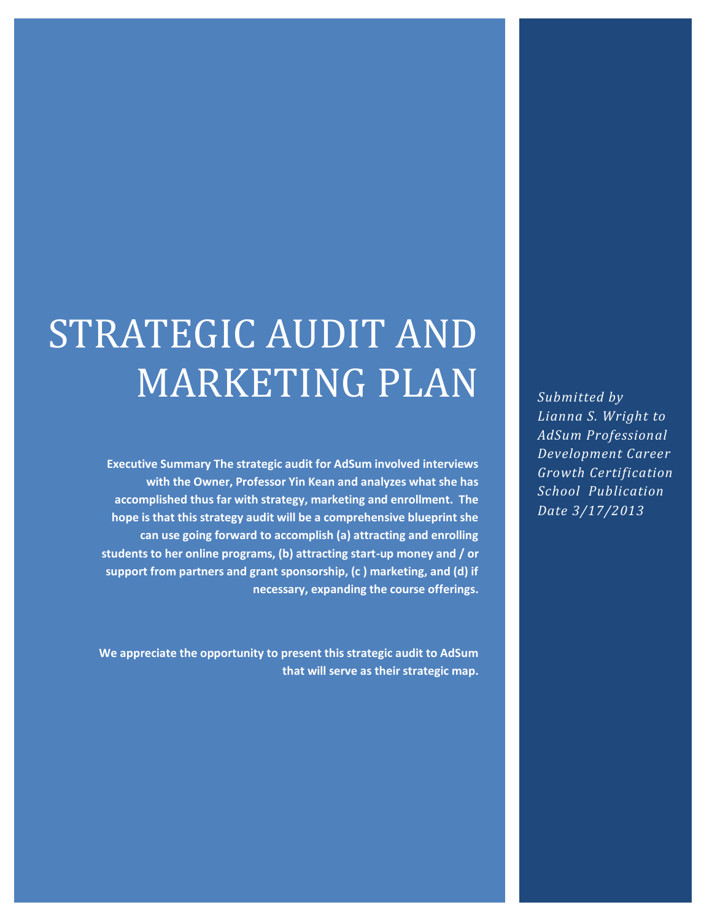# STRATEGIC AUDIT AND MARKETING PLAN

**Executive Summary The strategic audit for AdSum involved interviews with the Owner, Professor Yin Kean and analyzes what she has accomplished thus far with strategy, marketing and enrollment. The hope is that this strategy audit will be a comprehensive blueprint she can use going forward to accomplish (a) attracting and enrolling students to her online programs, (b) attracting start-up money and / or support from partners and grant sponsorship, (c ) marketing, and (d) if necessary, expanding the course offerings.**

**We appreciate the opportunity to present this strategic audit to AdSum that will serve as their strategic map.**

*Submitted by Lianna S. Wright to AdSum Professional Development Career Growth Certification School Publication Date 3/17/2013*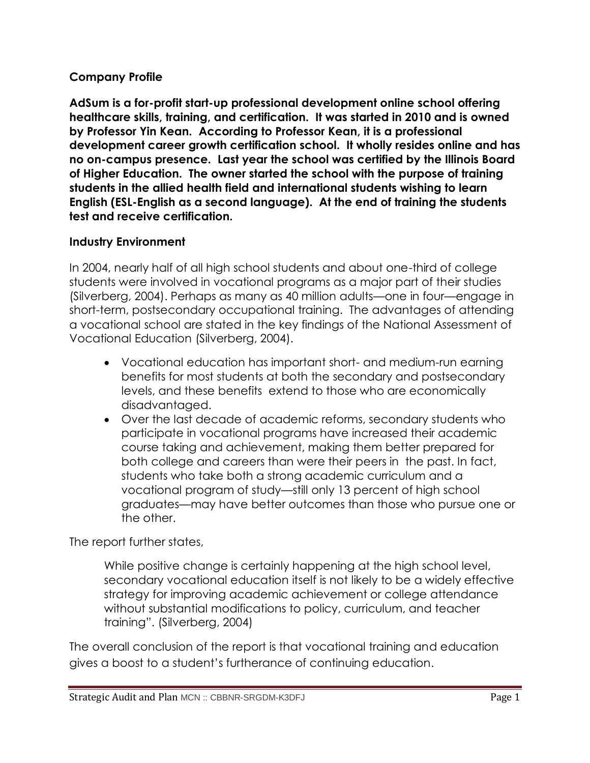**Company Profile**

**AdSum is a for-profit start-up professional development online school offering healthcare skills, training, and certification. It was started in 2010 and is owned by Professor Yin Kean. According to Professor Kean, it is a professional development career growth certification school. It wholly resides online and has no on-campus presence. Last year the school was certified by the Illinois Board of Higher Education. The owner started the school with the purpose of training students in the allied health field and international students wishing to learn English (ESL-English as a second language). At the end of training the students test and receive certification.**

**Industry Environment**

In 2004, nearly half of all high school students and about one-third of college students were involved in vocational programs as a major part of their studies (Silverberg, 2004). Perhaps as many as 40 million adults—one in four—engage in short-term, postsecondary occupational training. The advantages of attending a vocational school are stated in the key findings of the National Assessment of Vocational Education (Silverberg, 2004).

- Vocational education has important short- and medium-run earning benefits for most students at both the secondary and postsecondary levels, and these benefits extend to those who are economically disadvantaged.
- Over the last decade of academic reforms, secondary students who participate in vocational programs have increased their academic course taking and achievement, making them better prepared for both college and careers than were their peers in the past. In fact, students who take both a strong academic curriculum and a vocational program of study—still only 13 percent of high school graduates—may have better outcomes than those who pursue one or the other.

The report further states,

> While positive change is certainly happening at the high school level, secondary vocational education itself is not likely to be a widely effective strategy for improving academic achievement or college attendance without substantial modifications to policy, curriculum, and teacher training". (Silverberg, 2004)

The overall conclusion of the report is that vocational training and education gives a boost to a student's furtherance of continuing education.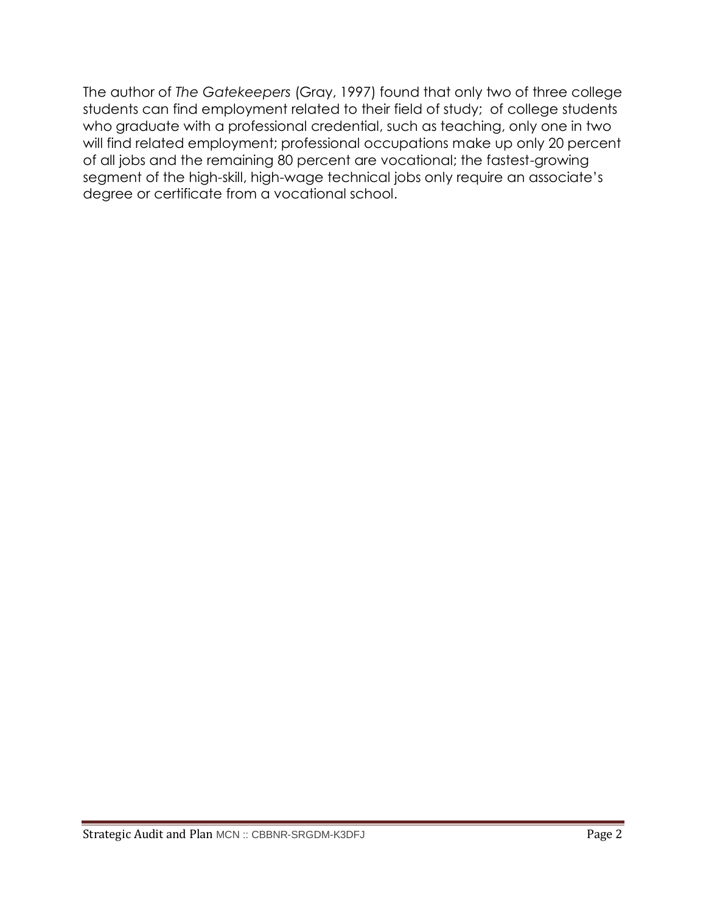The author of *The Gatekeepers* (Gray, 1997) found that only two of three college students can find employment related to their field of study;  of college students who graduate with a professional credential, such as teaching, only one in two will find related employment; professional occupations make up only 20 percent of all jobs and the remaining 80 percent are vocational; the fastest-growing segment of the high-skill, high-wage technical jobs only require an associate's degree or certificate from a vocational school.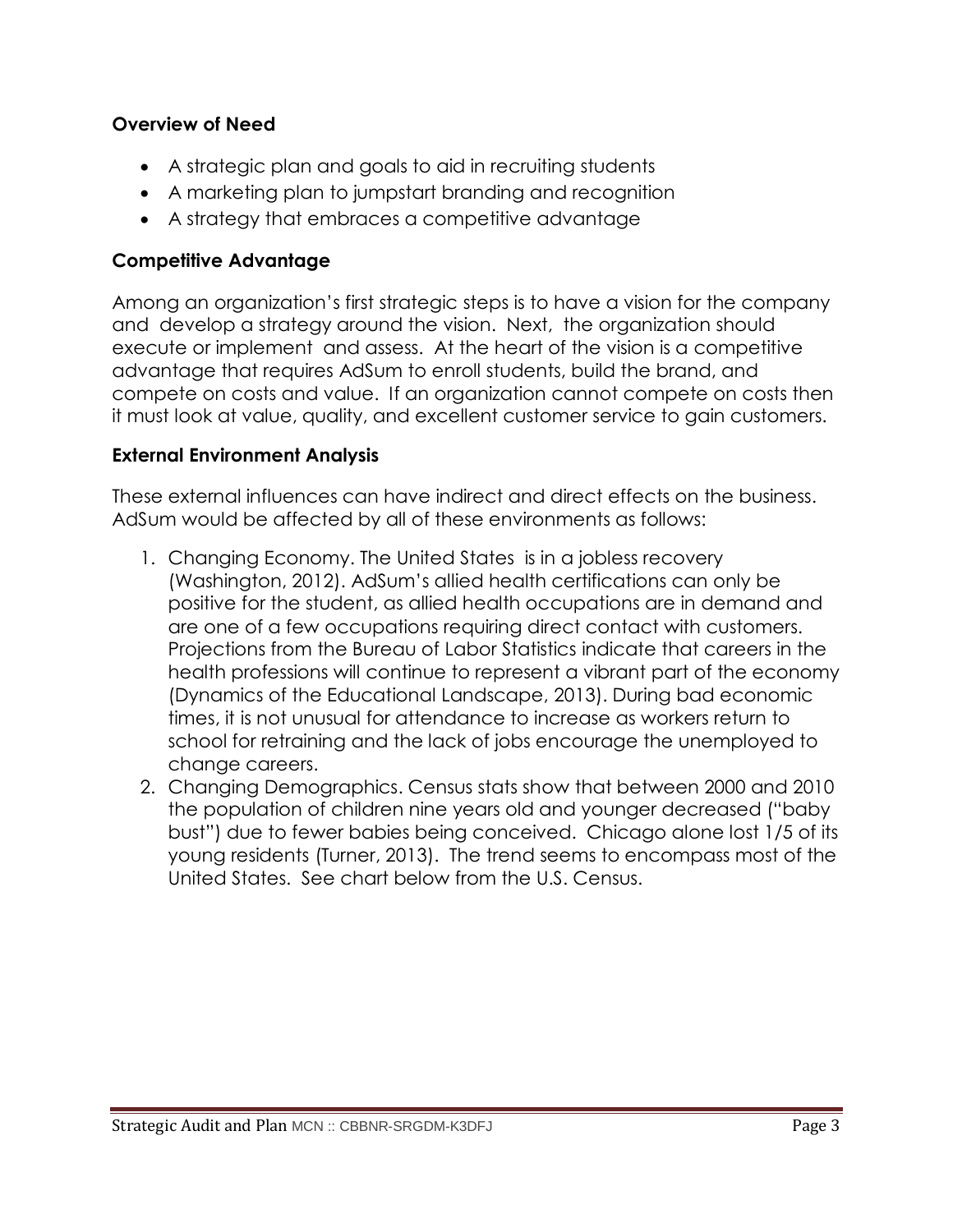**Overview of Need**

- A strategic plan and goals to aid in recruiting students
- A marketing plan to jumpstart branding and recognition
- A strategy that embraces a competitive advantage

**Competitive Advantage**

Among an organization's first strategic steps is to have a vision for the company and develop a strategy around the vision. Next, the organization should execute or implement and assess. At the heart of the vision is a competitive advantage that requires AdSum to enroll students, build the brand, and compete on costs and value. If an organization cannot compete on costs then it must look at value, quality, and excellent customer service to gain customers.

**External Environment Analysis**

These external influences can have indirect and direct effects on the business. AdSum would be affected by all of these environments as follows:

1. Changing Economy. The United States is in a jobless recovery (Washington, 2012). AdSum's allied health certifications can only be positive for the student, as allied health occupations are in demand and are one of a few occupations requiring direct contact with customers. Projections from the Bureau of Labor Statistics indicate that careers in the health professions will continue to represent a vibrant part of the economy (Dynamics of the Educational Landscape, 2013). During bad economic times, it is not unusual for attendance to increase as workers return to school for retraining and the lack of jobs encourage the unemployed to change careers.
2. Changing Demographics. Census stats show that between 2000 and 2010 the population of children nine years old and younger decreased ("baby bust") due to fewer babies being conceived. Chicago alone lost 1/5 of its young residents (Turner, 2013). The trend seems to encompass most of the United States. See chart below from the U.S. Census.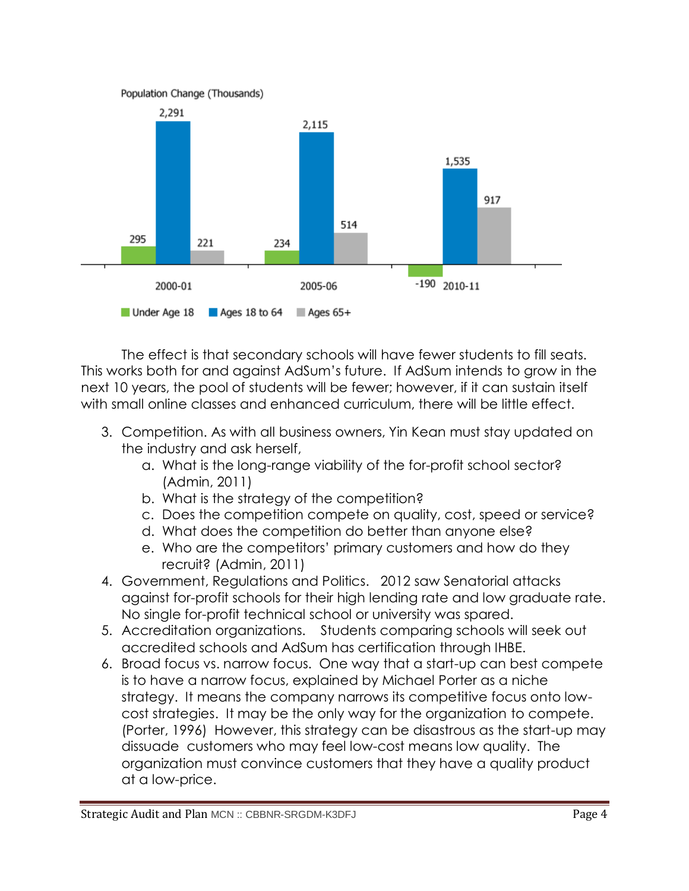Population Change (Thousands)

| | Under Age 18 | Ages 18 to 64 | Ages 65+ |
|---|---|---|---|
| 2000-01 | 295 | 2,291 | 221 |
| 2005-06 | 234 | 2,115 | 514 |
| 2010-11 | -190 | 1,535 | 917 |

The effect is that secondary schools will have fewer students to fill seats. This works both for and against AdSum's future. If AdSum intends to grow in the next 10 years, the pool of students will be fewer; however, if it can sustain itself with small online classes and enhanced curriculum, there will be little effect.

3. Competition. As with all business owners, Yin Kean must stay updated on the industry and ask herself,
    a. What is the long-range viability of the for-profit school sector? (Admin, 2011)
    b. What is the strategy of the competition?
    c. Does the competition compete on quality, cost, speed or service?
    d. What does the competition do better than anyone else?
    e. Who are the competitors' primary customers and how do they recruit? (Admin, 2011)
4. Government, Regulations and Politics. 2012 saw Senatorial attacks against for-profit schools for their high lending rate and low graduate rate. No single for-profit technical school or university was spared.
5. Accreditation organizations. Students comparing schools will seek out accredited schools and AdSum has certification through IHBE.
6. Broad focus vs. narrow focus. One way that a start-up can best compete is to have a narrow focus, explained by Michael Porter as a niche strategy. It means the company narrows its competitive focus onto low-cost strategies. It may be the only way for the organization to compete. (Porter, 1996) However, this strategy can be disastrous as the start-up may dissuade customers who may feel low-cost means low quality. The organization must convince customers that they have a quality product at a low-price.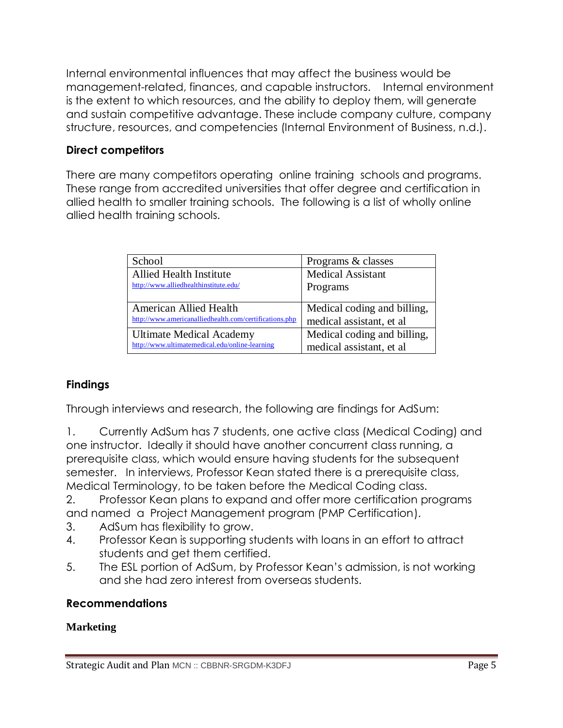Internal environmental influences that may affect the business would be management-related, finances, and capable instructors. Internal environment is the extent to which resources, and the ability to deploy them, will generate and sustain competitive advantage. These include company culture, company structure, resources, and competencies (Internal Environment of Business, n.d.).

### Direct competitors

There are many competitors operating online training schools and programs. These range from accredited universities that offer degree and certification in allied health to smaller training schools. The following is a list of wholly online allied health training schools.

| School | Programs & classes |
|---|---|
| Allied Health Institute<br>http://www.alliedhealthinstitute.edu/ | Medical Assistant Programs |
| American Allied Health<br>http://www.americanalliedhealth.com/certifications.php | Medical coding and billing, medical assistant, et al |
| Ultimate Medical Academy<br>http://www.ultimatemedical.edu/online-learning | Medical coding and billing, medical assistant, et al |

### Findings

Through interviews and research, the following are findings for AdSum:

1. Currently AdSum has 7 students, one active class (Medical Coding) and one instructor. Ideally it should have another concurrent class running, a prerequisite class, which would ensure having students for the subsequent semester. In interviews, Professor Kean stated there is a prerequisite class, Medical Terminology, to be taken before the Medical Coding class.
2. Professor Kean plans to expand and offer more certification programs and named a Project Management program (PMP Certification).
3. AdSum has flexibility to grow.
4. Professor Kean is supporting students with loans in an effort to attract students and get them certified.
5. The ESL portion of AdSum, by Professor Kean's admission, is not working and she had zero interest from overseas students.

### Recommendations

#### Marketing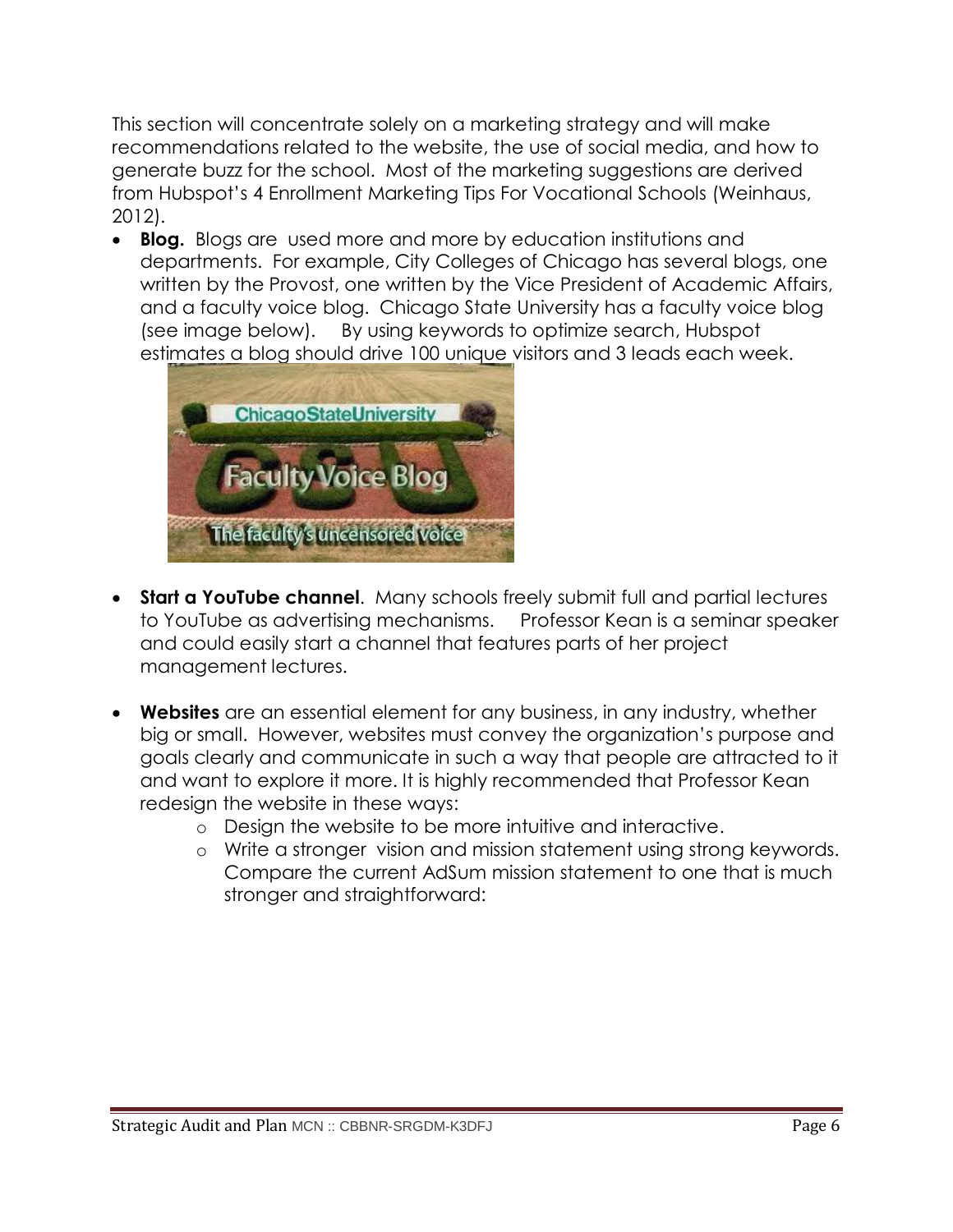This section will concentrate solely on a marketing strategy and will make recommendations related to the website, the use of social media, and how to generate buzz for the school. Most of the marketing suggestions are derived from Hubspot's 4 Enrollment Marketing Tips For Vocational Schools (Weinhaus, 2012).

- **Blog.** Blogs are used more and more by education institutions and departments. For example, City Colleges of Chicago has several blogs, one written by the Provost, one written by the Vice President of Academic Affairs, and a faculty voice blog. Chicago State University has a faculty voice blog (see image below). By using keywords to optimize search, Hubspot estimates a blog should drive 100 unique visitors and 3 leads each week.

- **Start a YouTube channel**. Many schools freely submit full and partial lectures to YouTube as advertising mechanisms. Professor Kean is a seminar speaker and could easily start a channel that features parts of her project management lectures.

- **Websites** are an essential element for any business, in any industry, whether big or small. However, websites must convey the organization's purpose and goals clearly and communicate in such a way that people are attracted to it and want to explore it more. It is highly recommended that Professor Kean redesign the website in these ways:
  - Design the website to be more intuitive and interactive.
  - Write a stronger vision and mission statement using strong keywords. Compare the current AdSum mission statement to one that is much stronger and straightforward: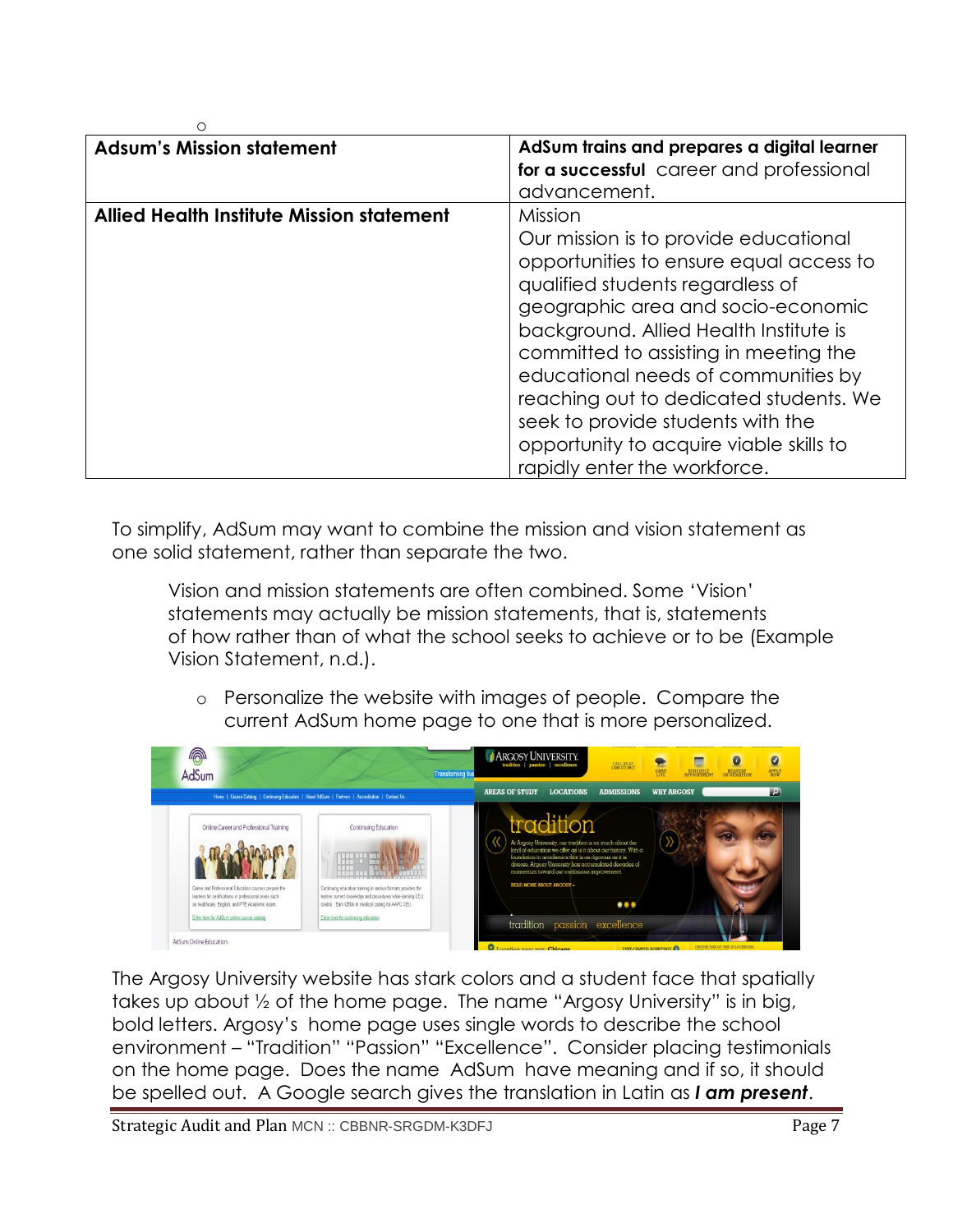o

| Adsum's Mission statement | **AdSum trains and prepares a digital learner for a successful** career and professional advancement. |
|---|---|
| **Allied Health Institute Mission statement** | Mission<br>Our mission is to provide educational opportunities to ensure equal access to qualified students regardless of geographic area and socio-economic background. Allied Health Institute is committed to assisting in meeting the educational needs of communities by reaching out to dedicated students. We seek to provide students with the opportunity to acquire viable skills to rapidly enter the workforce. |

To simplify, AdSum may want to combine the mission and vision statement as one solid statement, rather than separate the two.

> Vision and mission statements are often combined. Some 'Vision' statements may actually be mission statements, that is, statements of how rather than of what the school seeks to achieve or to be (Example Vision Statement, n.d.).

- Personalize the website with images of people. Compare the current AdSum home page to one that is more personalized.

The Argosy University website has stark colors and a student face that spatially takes up about ½ of the home page. The name "Argosy University" is in big, bold letters. Argosy's home page uses single words to describe the school environment – "Tradition" "Passion" "Excellence". Consider placing testimonials on the home page. Does the name AdSum have meaning and if so, it should be spelled out. A Google search gives the translation in Latin as ***I am present***.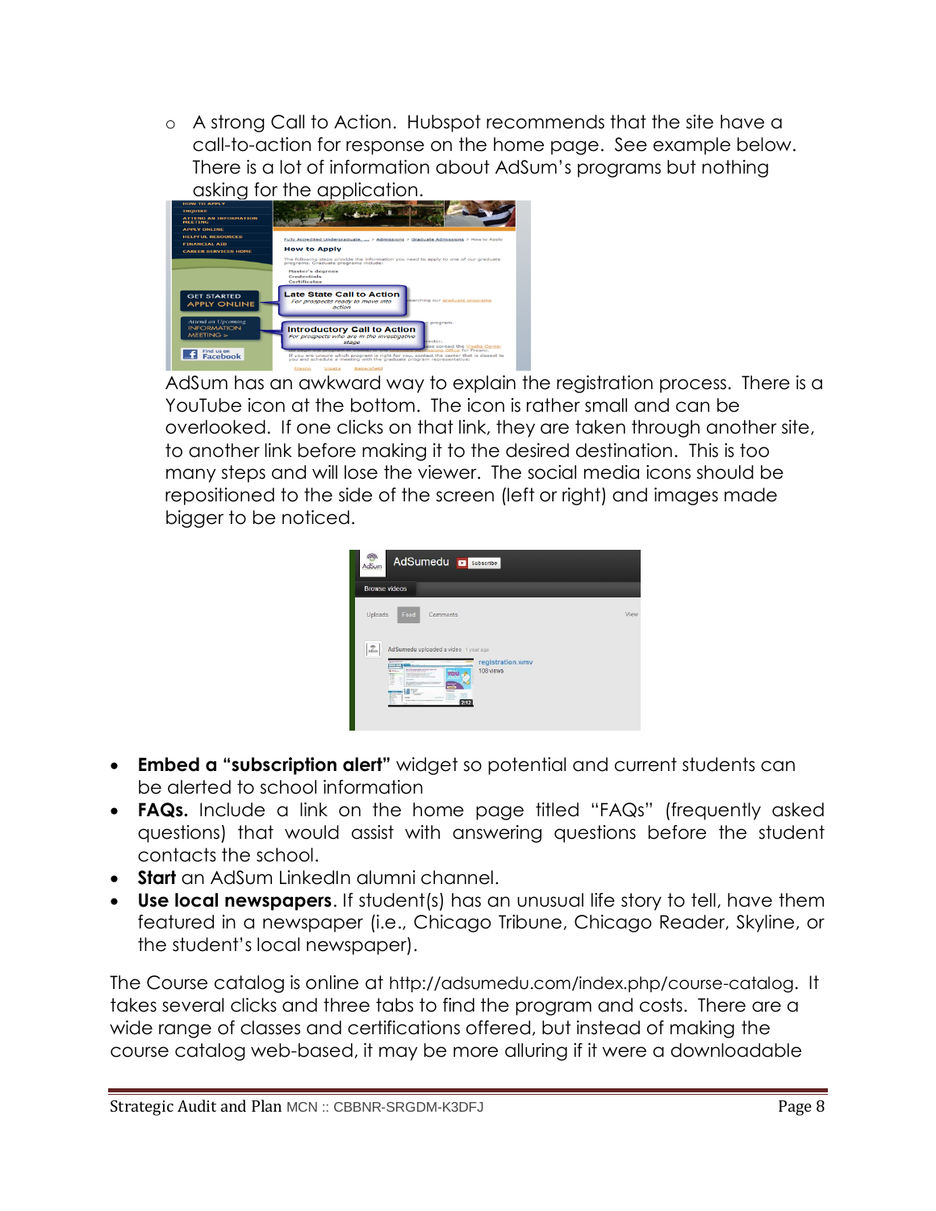- A strong Call to Action. Hubspot recommends that the site have a call-to-action for response on the home page. See example below. There is a lot of information about AdSum's programs but nothing asking for the application.

AdSum has an awkward way to explain the registration process. There is a YouTube icon at the bottom. The icon is rather small and can be overlooked. If one clicks on that link, they are taken through another site, to another link before making it to the desired destination. This is too many steps and will lose the viewer. The social media icons should be repositioned to the side of the screen (left or right) and images made bigger to be noticed.

- **Embed a "subscription alert"** widget so potential and current students can be alerted to school information
- **FAQs.** Include a link on the home page titled "FAQs" (frequently asked questions) that would assist with answering questions before the student contacts the school.
- **Start** an AdSum LinkedIn alumni channel.
- **Use local newspapers**. If student(s) has an unusual life story to tell, have them featured in a newspaper (i.e., Chicago Tribune, Chicago Reader, Skyline, or the student's local newspaper).

The Course catalog is online at http://adsumedu.com/index.php/course-catalog. It takes several clicks and three tabs to find the program and costs. There are a wide range of classes and certifications offered, but instead of making the course catalog web-based, it may be more alluring if it were a downloadable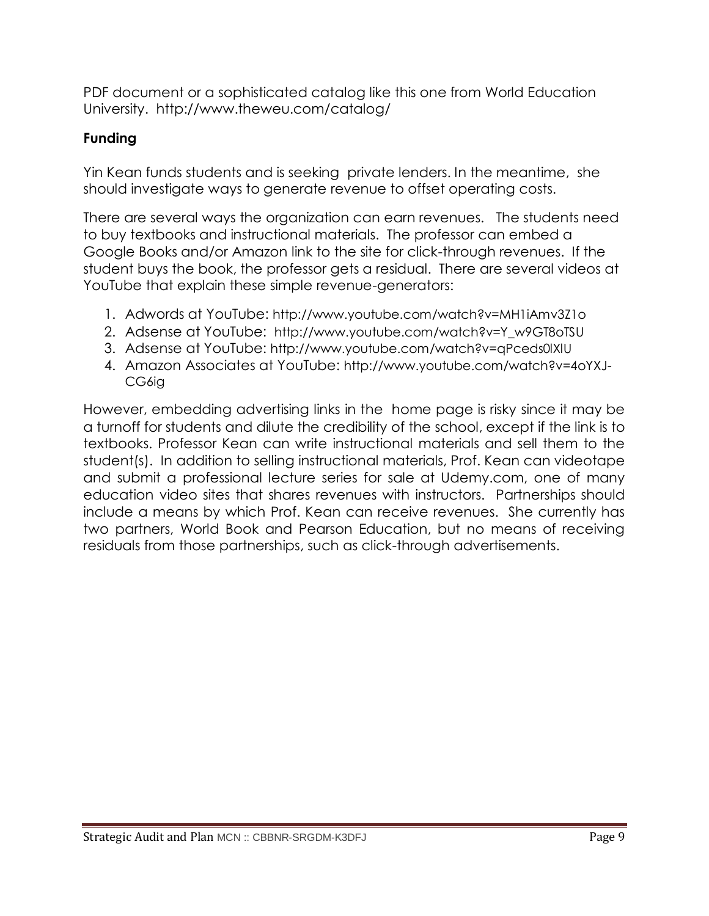PDF document or a sophisticated catalog like this one from World Education University. http://www.theweu.com/catalog/

### Funding

Yin Kean funds students and is seeking private lenders. In the meantime, she should investigate ways to generate revenue to offset operating costs.

There are several ways the organization can earn revenues. The students need to buy textbooks and instructional materials. The professor can embed a Google Books and/or Amazon link to the site for click-through revenues. If the student buys the book, the professor gets a residual. There are several videos at YouTube that explain these simple revenue-generators:

1. Adwords at YouTube: http://www.youtube.com/watch?v=MH1iAmv3Z1o
2. Adsense at YouTube: http://www.youtube.com/watch?v=Y_w9GT8oTSU
3. Adsense at YouTube: http://www.youtube.com/watch?v=qPceds0lXlU
4. Amazon Associates at YouTube: http://www.youtube.com/watch?v=4oYXJ-CG6ig

However, embedding advertising links in the home page is risky since it may be a turnoff for students and dilute the credibility of the school, except if the link is to textbooks. Professor Kean can write instructional materials and sell them to the student(s). In addition to selling instructional materials, Prof. Kean can videotape and submit a professional lecture series for sale at Udemy.com, one of many education video sites that shares revenues with instructors. Partnerships should include a means by which Prof. Kean can receive revenues. She currently has two partners, World Book and Pearson Education, but no means of receiving residuals from those partnerships, such as click-through advertisements.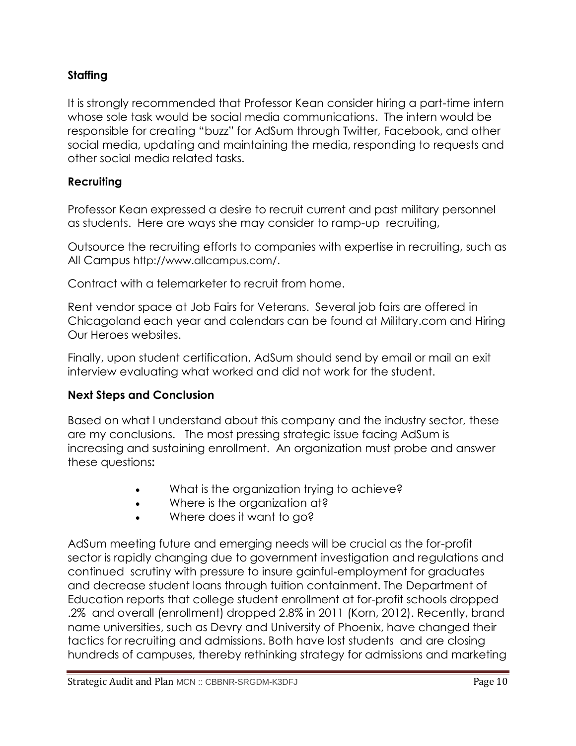## Staffing

It is strongly recommended that Professor Kean consider hiring a part-time intern whose sole task would be social media communications. The intern would be responsible for creating "buzz" for AdSum through Twitter, Facebook, and other social media, updating and maintaining the media, responding to requests and other social media related tasks.

## Recruiting

Professor Kean expressed a desire to recruit current and past military personnel as students. Here are ways she may consider to ramp-up recruiting,

Outsource the recruiting efforts to companies with expertise in recruiting, such as All Campus http://www.allcampus.com/.

Contract with a telemarketer to recruit from home.

Rent vendor space at Job Fairs for Veterans. Several job fairs are offered in Chicagoland each year and calendars can be found at Military.com and Hiring Our Heroes websites.

Finally, upon student certification, AdSum should send by email or mail an exit interview evaluating what worked and did not work for the student.

## Next Steps and Conclusion

Based on what I understand about this company and the industry sector, these are my conclusions. The most pressing strategic issue facing AdSum is increasing and sustaining enrollment. An organization must probe and answer these questions:

- What is the organization trying to achieve?
- Where is the organization at?
- Where does it want to go?

AdSum meeting future and emerging needs will be crucial as the for-profit sector is rapidly changing due to government investigation and regulations and continued scrutiny with pressure to insure gainful-employment for graduates and decrease student loans through tuition containment. The Department of Education reports that college student enrollment at for-profit schools dropped .2% and overall (enrollment) dropped 2.8% in 2011 (Korn, 2012). Recently, brand name universities, such as Devry and University of Phoenix, have changed their tactics for recruiting and admissions. Both have lost students and are closing hundreds of campuses, thereby rethinking strategy for admissions and marketing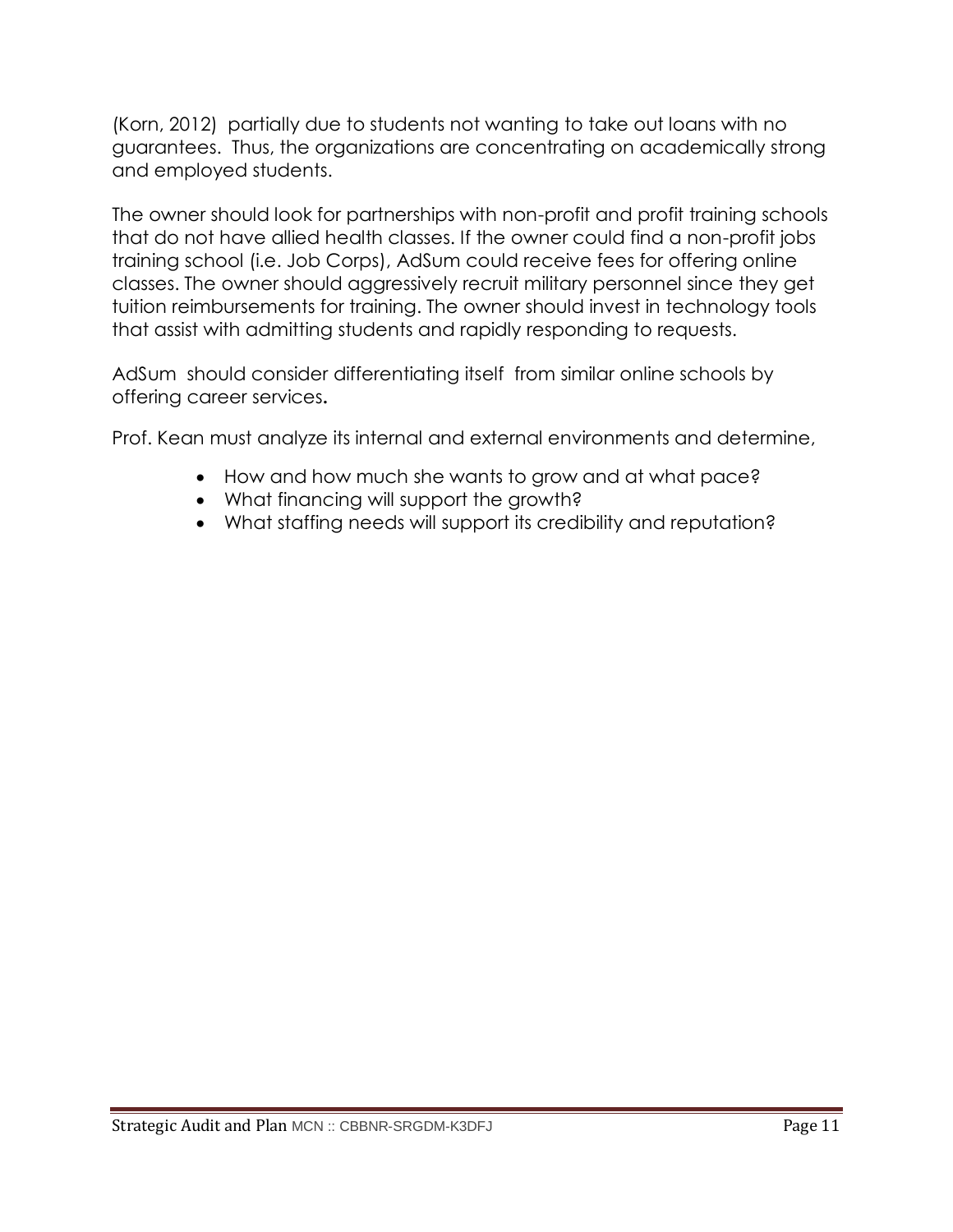(Korn, 2012) partially due to students not wanting to take out loans with no guarantees. Thus, the organizations are concentrating on academically strong and employed students.

The owner should look for partnerships with non-profit and profit training schools that do not have allied health classes. If the owner could find a non-profit jobs training school (i.e. Job Corps), AdSum could receive fees for offering online classes. The owner should aggressively recruit military personnel since they get tuition reimbursements for training. The owner should invest in technology tools that assist with admitting students and rapidly responding to requests.

AdSum should consider differentiating itself from similar online schools by offering career services**.**

Prof. Kean must analyze its internal and external environments and determine,

- How and how much she wants to grow and at what pace?
- What financing will support the growth?
- What staffing needs will support its credibility and reputation?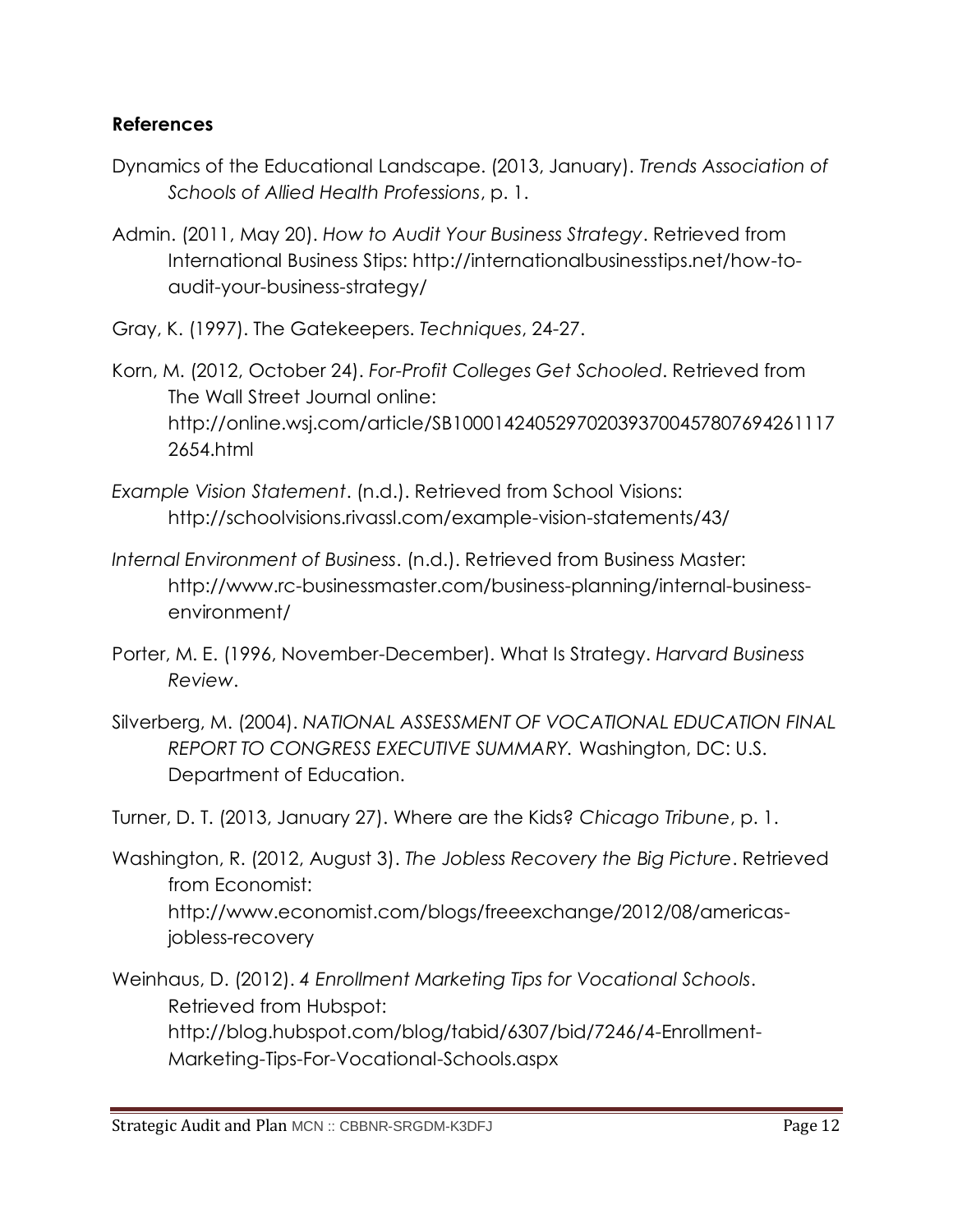**References**

Dynamics of the Educational Landscape. (2013, January). *Trends Association of Schools of Allied Health Professions*, p. 1.

Admin. (2011, May 20). *How to Audit Your Business Strategy*. Retrieved from International Business Stips: http://internationalbusinesstips.net/how-to-audit-your-business-strategy/

Gray, K. (1997). The Gatekeepers. *Techniques*, 24-27.

Korn, M. (2012, October 24). *For-Profit Colleges Get Schooled*. Retrieved from The Wall Street Journal online: http://online.wsj.com/article/SB10001424052970203937004578076942611172654.html

*Example Vision Statement*. (n.d.). Retrieved from School Visions: http://schoolvisions.rivassl.com/example-vision-statements/43/

*Internal Environment of Business*. (n.d.). Retrieved from Business Master: http://www.rc-businessmaster.com/business-planning/internal-business-environment/

Porter, M. E. (1996, November-December). What Is Strategy. *Harvard Business Review*.

Silverberg, M. (2004). *NATIONAL ASSESSMENT OF VOCATIONAL EDUCATION FINAL REPORT TO CONGRESS EXECUTIVE SUMMARY.* Washington, DC: U.S. Department of Education.

Turner, D. T. (2013, January 27). Where are the Kids? *Chicago Tribune*, p. 1.

Washington, R. (2012, August 3). *The Jobless Recovery the Big Picture*. Retrieved from Economist: http://www.economist.com/blogs/freeexchange/2012/08/americas-jobless-recovery

Weinhaus, D. (2012). *4 Enrollment Marketing Tips for Vocational Schools*. Retrieved from Hubspot: http://blog.hubspot.com/blog/tabid/6307/bid/7246/4-Enrollment-Marketing-Tips-For-Vocational-Schools.aspx